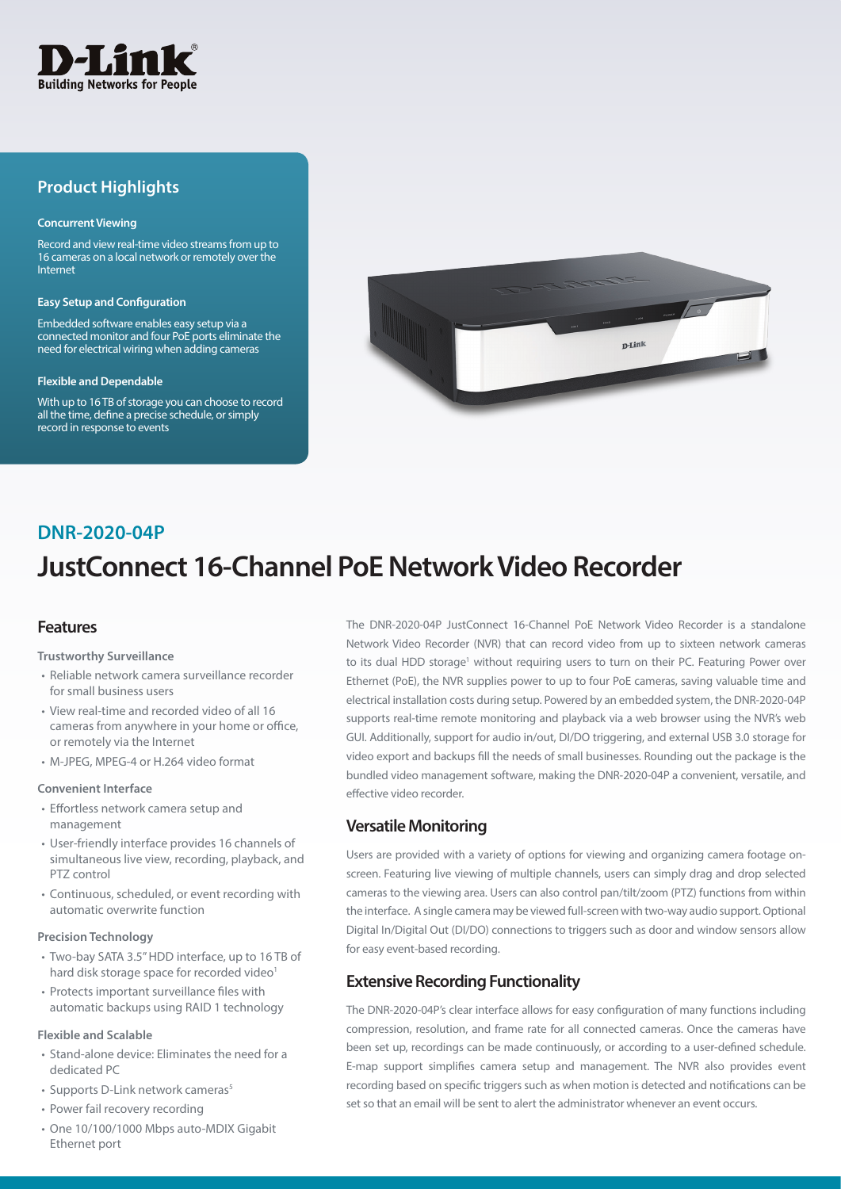D-Link
Building Networks for People

## Product Highlights

**Concurrent Viewing**

Record and view real-time video streams from up to 16 cameras on a local network or remotely over the Internet

**Easy Setup and Configuration**

Embedded software enables easy setup via a connected monitor and four PoE ports eliminate the need for electrical wiring when adding cameras

**Flexible and Dependable**

With up to 16 TB of storage you can choose to record all the time, define a precise schedule, or simply record in response to events

## DNR-2020-04P

# JustConnect 16-Channel PoE Network Video Recorder

## Features

**Trustworthy Surveillance**

- Reliable network camera surveillance recorder for small business users
- View real-time and recorded video of all 16 cameras from anywhere in your home or office, or remotely via the Internet
- M-JPEG, MPEG-4 or H.264 video format

**Convenient Interface**

- Effortless network camera setup and management
- User-friendly interface provides 16 channels of simultaneous live view, recording, playback, and PTZ control
- Continuous, scheduled, or event recording with automatic overwrite function

**Precision Technology**

- Two-bay SATA 3.5" HDD interface, up to 16 TB of hard disk storage space for recorded video[1]
- Protects important surveillance files with automatic backups using RAID 1 technology

**Flexible and Scalable**

- Stand-alone device: Eliminates the need for a dedicated PC
- Supports D-Link network cameras[5]
- Power fail recovery recording
- One 10/100/1000 Mbps auto-MDIX Gigabit Ethernet port

The DNR-2020-04P JustConnect 16-Channel PoE Network Video Recorder is a standalone Network Video Recorder (NVR) that can record video from up to sixteen network cameras to its dual HDD storage[1] without requiring users to turn on their PC. Featuring Power over Ethernet (PoE), the NVR supplies power to up to four PoE cameras, saving valuable time and electrical installation costs during setup. Powered by an embedded system, the DNR-2020-04P supports real-time remote monitoring and playback via a web browser using the NVR's web GUI. Additionally, support for audio in/out, DI/DO triggering, and external USB 3.0 storage for video export and backups fill the needs of small businesses. Rounding out the package is the bundled video management software, making the DNR-2020-04P a convenient, versatile, and effective video recorder.

## Versatile Monitoring

Users are provided with a variety of options for viewing and organizing camera footage on-screen. Featuring live viewing of multiple channels, users can simply drag and drop selected cameras to the viewing area. Users can also control pan/tilt/zoom (PTZ) functions from within the interface. A single camera may be viewed full-screen with two-way audio support. Optional Digital In/Digital Out (DI/DO) connections to triggers such as door and window sensors allow for easy event-based recording.

## Extensive Recording Functionality

The DNR-2020-04P's clear interface allows for easy configuration of many functions including compression, resolution, and frame rate for all connected cameras. Once the cameras have been set up, recordings can be made continuously, or according to a user-defined schedule. E-map support simplifies camera setup and management. The NVR also provides event recording based on specific triggers such as when motion is detected and notifications can be set so that an email will be sent to alert the administrator whenever an event occurs.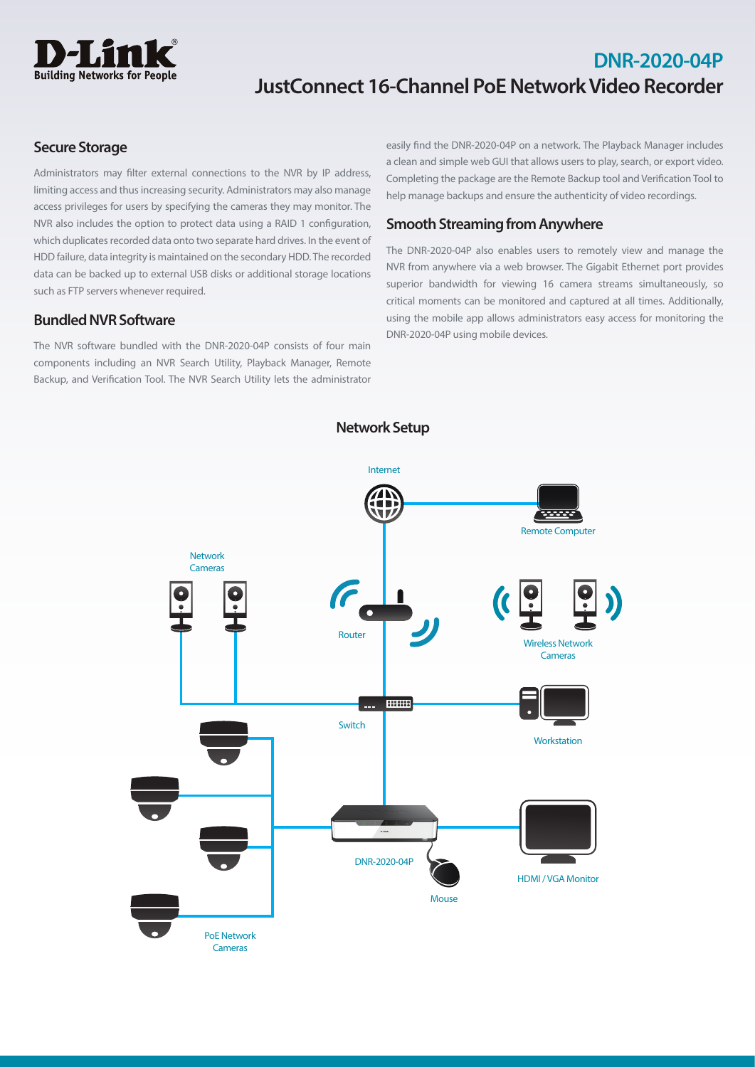# DNR-2020-04P

## JustConnect 16-Channel PoE Network Video Recorder

### Secure Storage

Administrators may filter external connections to the NVR by IP address, limiting access and thus increasing security. Administrators may also manage access privileges for users by specifying the cameras they may monitor. The NVR also includes the option to protect data using a RAID 1 configuration, which duplicates recorded data onto two separate hard drives. In the event of HDD failure, data integrity is maintained on the secondary HDD. The recorded data can be backed up to external USB disks or additional storage locations such as FTP servers whenever required.

### Bundled NVR Software

The NVR software bundled with the DNR-2020-04P consists of four main components including an NVR Search Utility, Playback Manager, Remote Backup, and Verification Tool. The NVR Search Utility lets the administrator easily find the DNR-2020-04P on a network. The Playback Manager includes a clean and simple web GUI that allows users to play, search, or export video. Completing the package are the Remote Backup tool and Verification Tool to help manage backups and ensure the authenticity of video recordings.

### Smooth Streaming from Anywhere

The DNR-2020-04P also enables users to remotely view and manage the NVR from anywhere via a web browser. The Gigabit Ethernet port provides superior bandwidth for viewing 16 camera streams simultaneously, so critical moments can be monitored and captured at all times. Additionally, using the mobile app allows administrators easy access for monitoring the DNR-2020-04P using mobile devices.

### Network Setup

Internet

Remote Computer

Network Cameras

Router

Wireless Network Cameras

Switch

Workstation

DNR-2020-04P

HDMI / VGA Monitor

Mouse

PoE Network Cameras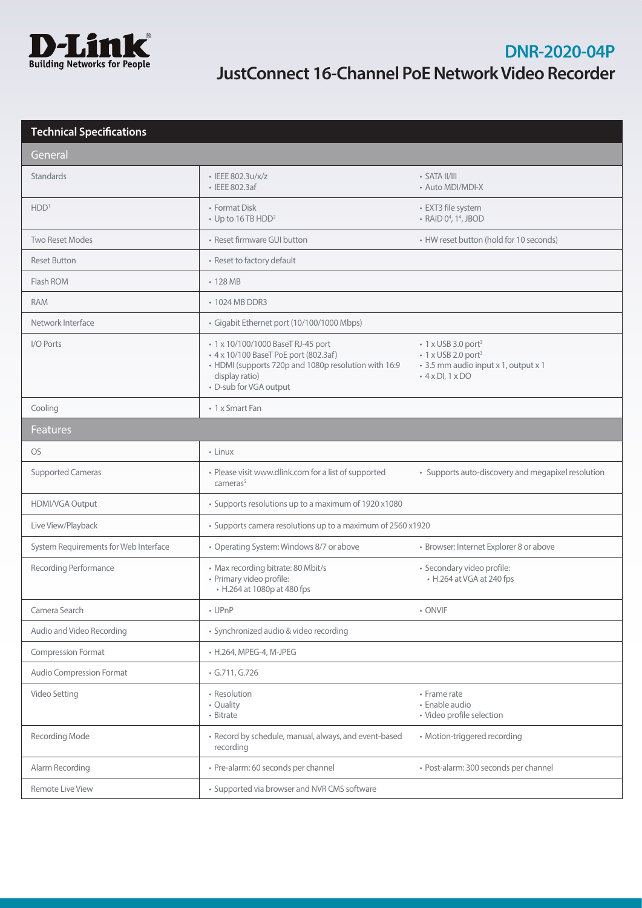# DNR-2020-04P

## JustConnect 16-Channel PoE Network Video Recorder

| Technical Specifications | | |
|---|---|---|
| **General** | | |
| Standards | • IEEE 802.3u/x/z<br>• IEEE 802.3af | • SATA II/III<br>• Auto MDI/MDI-X |
| HDD[1] | • Format Disk<br>• Up to 16 TB HDD[2] | • EXT3 file system<br>• RAID 0[4], 1[4], JBOD |
| Two Reset Modes | • Reset firmware GUI button | • HW reset button (hold for 10 seconds) |
| Reset Button | • Reset to factory default | |
| Flash ROM | • 128 MB | |
| RAM | • 1024 MB DDR3 | |
| Network Interface | • Gigabit Ethernet port (10/100/1000 Mbps) | |
| I/O Ports | • 1 x 10/100/1000 BaseT RJ-45 port<br>• 4 x 10/100 BaseT PoE port (802.3af)<br>• HDMI (supports 720p and 1080p resolution with 16:9 display ratio)<br>• D-sub for VGA output | • 1 x USB 3.0 port[3]<br>• 1 x USB 2.0 port[3]<br>• 3.5 mm audio input x 1, output x 1<br>• 4 x DI, 1 x DO |
| Cooling | • 1 x Smart Fan | |
| **Features** | | |
| OS | • Linux | |
| Supported Cameras | • Please visit www.dlink.com for a list of supported cameras[5] | • Supports auto-discovery and megapixel resolution |
| HDMI/VGA Output | • Supports resolutions up to a maximum of 1920 x1080 | |
| Live View/Playback | • Supports camera resolutions up to a maximum of 2560 x1920 | |
| System Requirements for Web Interface | • Operating System: Windows 8/7 or above | • Browser: Internet Explorer 8 or above |
| Recording Performance | • Max recording bitrate: 80 Mbit/s<br>• Primary video profile:<br>  • H.264 at 1080p at 480 fps | • Secondary video profile:<br>  • H.264 at VGA at 240 fps |
| Camera Search | • UPnP | • ONVIF |
| Audio and Video Recording | • Synchronized audio & video recording | |
| Compression Format | • H.264, MPEG-4, M-JPEG | |
| Audio Compression Format | • G.711, G.726 | |
| Video Setting | • Resolution<br>• Quality<br>• Bitrate | • Frame rate<br>• Enable audio<br>• Video profile selection |
| Recording Mode | • Record by schedule, manual, always, and event-based recording | • Motion-triggered recording |
| Alarm Recording | • Pre-alarm: 60 seconds per channel | • Post-alarm: 300 seconds per channel |
| Remote Live View | • Supported via browser and NVR CMS software | |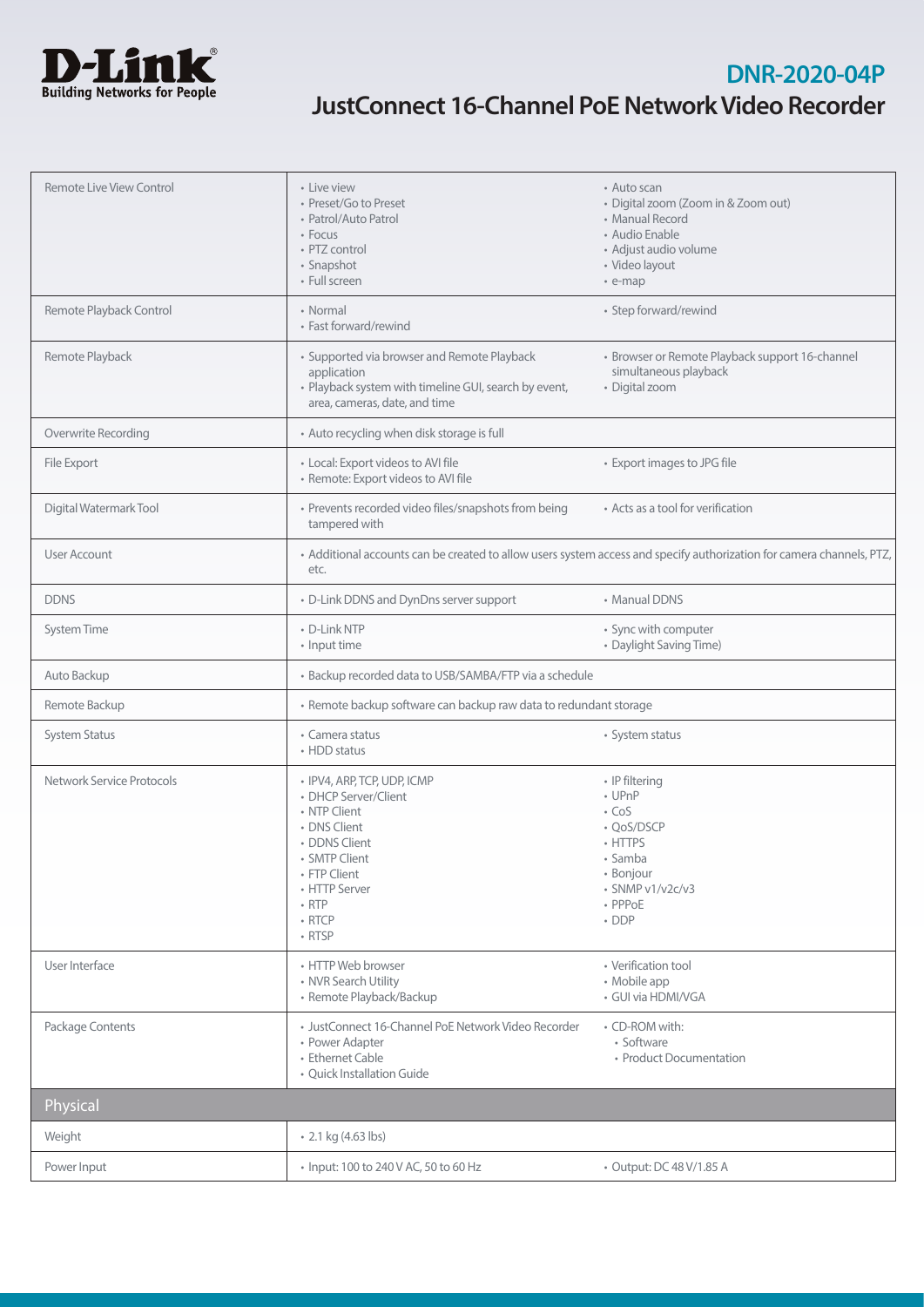# DNR-2020-04P

## JustConnect 16-Channel PoE Network Video Recorder

| | | |
|---|---|---|
| Remote Live View Control | • Live view<br>• Preset/Go to Preset<br>• Patrol/Auto Patrol<br>• Focus<br>• PTZ control<br>• Snapshot<br>• Full screen | • Auto scan<br>• Digital zoom (Zoom in & Zoom out)<br>• Manual Record<br>• Audio Enable<br>• Adjust audio volume<br>• Video layout<br>• e-map |
| Remote Playback Control | • Normal<br>• Fast forward/rewind | • Step forward/rewind |
| Remote Playback | • Supported via browser and Remote Playback application<br>• Playback system with timeline GUI, search by event, area, cameras, date, and time | • Browser or Remote Playback support 16-channel simultaneous playback<br>• Digital zoom |
| Overwrite Recording | • Auto recycling when disk storage is full | |
| File Export | • Local: Export videos to AVI file<br>• Remote: Export videos to AVI file | • Export images to JPG file |
| Digital Watermark Tool | • Prevents recorded video files/snapshots from being tampered with | • Acts as a tool for verification |
| User Account | • Additional accounts can be created to allow users system access and specify authorization for camera channels, PTZ, etc. | |
| DDNS | • D-Link DDNS and DynDns server support | • Manual DDNS |
| System Time | • D-Link NTP<br>• Input time | • Sync with computer<br>• Daylight Saving Time) |
| Auto Backup | • Backup recorded data to USB/SAMBA/FTP via a schedule | |
| Remote Backup | • Remote backup software can backup raw data to redundant storage | |
| System Status | • Camera status<br>• HDD status | • System status |
| Network Service Protocols | • IPV4, ARP, TCP, UDP, ICMP<br>• DHCP Server/Client<br>• NTP Client<br>• DNS Client<br>• DDNS Client<br>• SMTP Client<br>• FTP Client<br>• HTTP Server<br>• RTP<br>• RTCP<br>• RTSP | • IP filtering<br>• UPnP<br>• CoS<br>• QoS/DSCP<br>• HTTPS<br>• Samba<br>• Bonjour<br>• SNMP v1/v2c/v3<br>• PPPoE<br>• DDP |
| User Interface | • HTTP Web browser<br>• NVR Search Utility<br>• Remote Playback/Backup | • Verification tool<br>• Mobile app<br>• GUI via HDMI/VGA |
| Package Contents | • JustConnect 16-Channel PoE Network Video Recorder<br>• Power Adapter<br>• Ethernet Cable<br>• Quick Installation Guide | • CD-ROM with:<br>  • Software<br>  • Product Documentation |
| **Physical** | | |
| Weight | • 2.1 kg (4.63 lbs) | |
| Power Input | • Input: 100 to 240 V AC, 50 to 60 Hz | • Output: DC 48 V/1.85 A |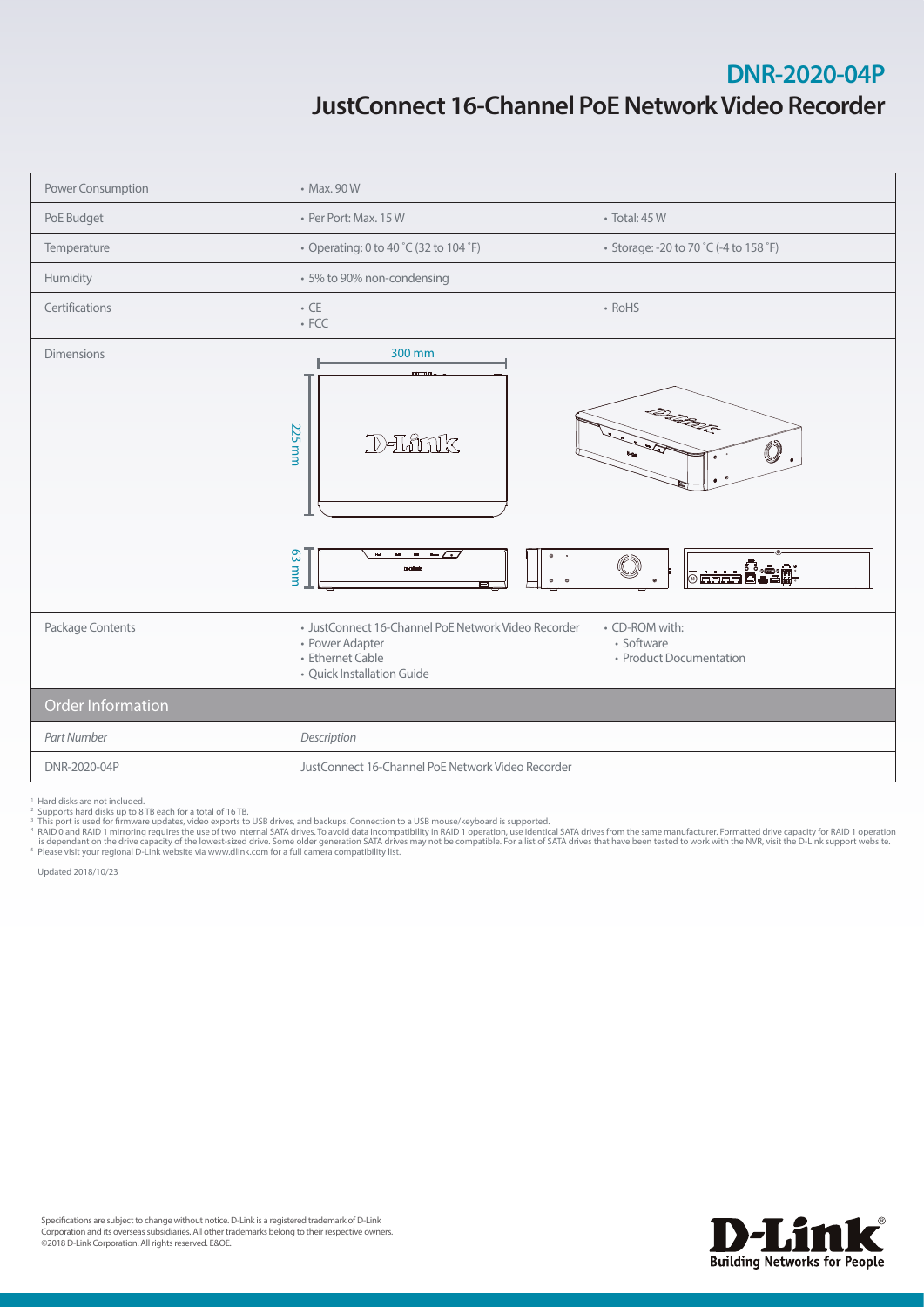# DNR-2020-04P

## JustConnect 16-Channel PoE Network Video Recorder

| | | |
|---|---|---|
| Power Consumption | • Max. 90 W | |
| PoE Budget | • Per Port: Max. 15 W | • Total: 45 W |
| Temperature | • Operating: 0 to 40 ˚C (32 to 104 ˚F) | • Storage: -20 to 70 ˚C (-4 to 158 ˚F) |
| Humidity | • 5% to 90% non-condensing | |
| Certifications | • CE<br>• FCC | • RoHS |
| Dimensions | 300 mm<br>225 mm<br>63 mm | |
| Package Contents | • JustConnect 16-Channel PoE Network Video Recorder<br>• Power Adapter<br>• Ethernet Cable<br>• Quick Installation Guide | • CD-ROM with:<br>  • Software<br>  • Product Documentation |

## Order Information

| *Part Number* | *Description* |
|---|---|
| DNR-2020-04P | JustConnect 16-Channel PoE Network Video Recorder |

[1] Hard disks are not included.
[2] Supports hard disks up to 8 TB each for a total of 16 TB.
[3] This port is used for firmware updates, video exports to USB drives, and backups. Connection to a USB mouse/keyboard is supported.
[4] RAID 0 and RAID 1 mirroring requires the use of two internal SATA drives. To avoid data incompatibility in RAID 1 operation, use identical SATA drives from the same manufacturer. Formatted drive capacity for RAID 1 operation is dependant on the drive capacity of the lowest-sized drive. Some older generation SATA drives may not be compatible. For a list of SATA drives that have been tested to work with the NVR, visit the D-Link support website.
[5] Please visit your regional D-Link website via www.dlink.com for a full camera compatibility list.

Updated 2018/10/23

Specifications are subject to change without notice. D-Link is a registered trademark of D-Link Corporation and its overseas subsidiaries. All other trademarks belong to their respective owners. ©2018 D-Link Corporation. All rights reserved. E&OE.

D-Link® Building Networks for People